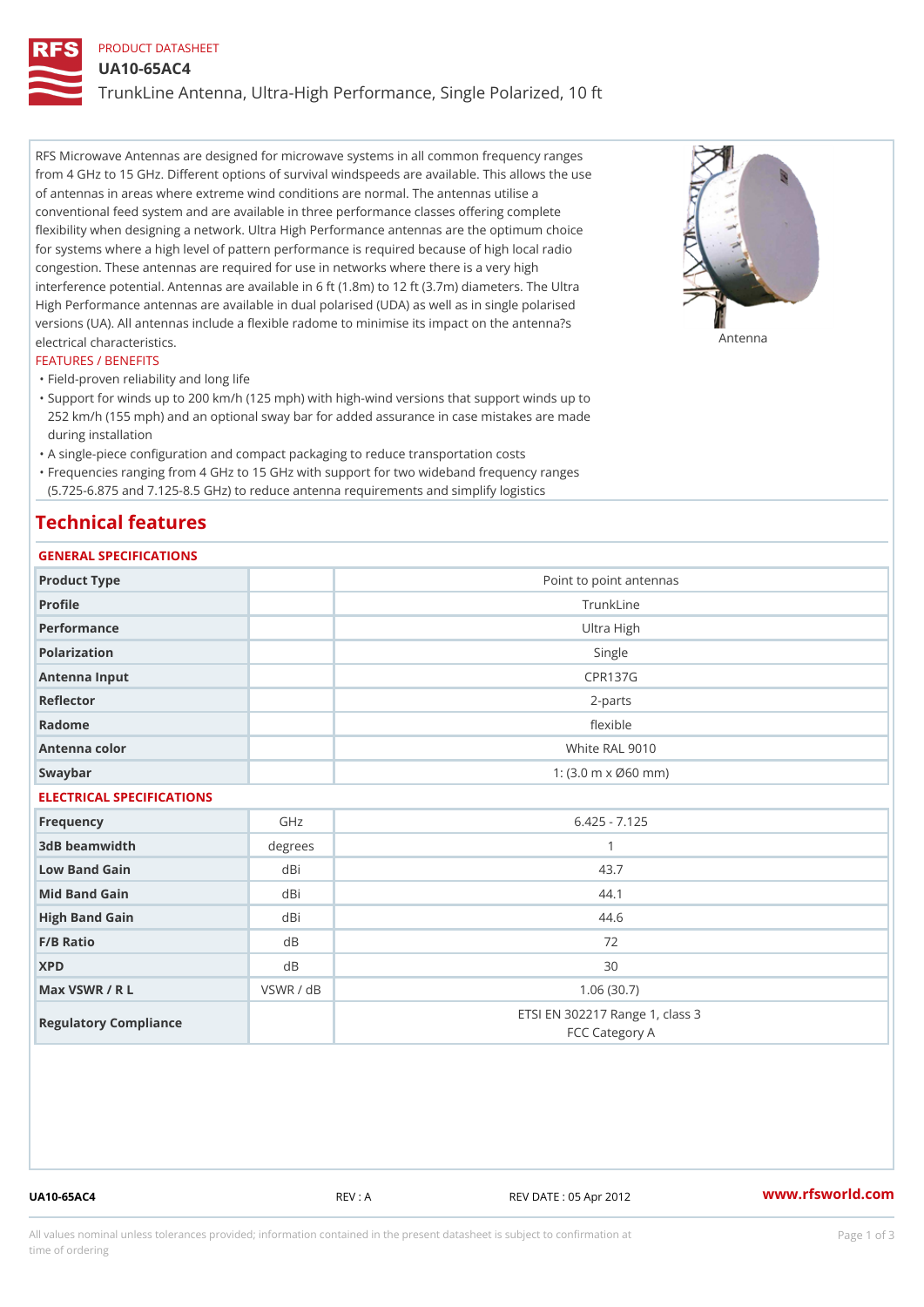PRODUCT DATASHEET

# UA10-65AC4

## TrunkLine Antenna, Ultra-High Performance, Single Polarized, 10 ft

RFS Microwave Antennas are designed for microwave systems in all common frequency ranges from 4 GHz to 15 GHz. Different options of survival windspeeds are available. This allows the use of antennas in areas where extreme wind conditions are normal. The antennas utilise a conventional feed system and are available in three performance classes offering complete flexibility when designing a network. Ultra High Performance antennas are the optimum choice for systems where a high level of pattern performance is required because of high local radio congestion. These antennas are required for use in networks where there is a very high interference potential. Antennas are available in 6 ft (1.8m) to 12 ft (3.7m) diameters. The Ultra High Performance antennas are available in dual polarised (UDA) as well as in single polarised versions (UA). All antennas include a flexible radome to minimise its impact on the antenna?s electrical characteristics.

Antenna

FEATURES / BENEFITS

- Field-proven reliability and long life
- Support for winds up to 200 km/h (125 mph) with high-wind versions that support winds up to 252 km/h (155 mph) and an optional sway bar for added assurance in case mistakes are made during installation
- A single-piece configuration and compact packaging to reduce transportation costs
- Frequencies ranging from 4 GHz to 15 GHz with support for two wideband frequency ranges (5.725-6.875 and 7.125-8.5 GHz) to reduce antenna requirements and simplify logistics

## Technical features

### GENERAL SPECIFICATIONS

| | | |
|---|---|---|
| Product Type | | Point to point antennas |
| Profile | | TrunkLine |
| Performance | | Ultra High |
| Polarization | | Single |
| Antenna Input | | CPR137G |
| Reflector | | 2-parts |
| Radome | | flexible |
| Antenna color | | White RAL 9010 |
| Swaybar | | 1: (3.0 m x Ø60 mm) |

### ELECTRICAL SPECIFICATIONS

| | | |
|---|---|---|
| Frequency | GHz | 6.425 - 7.125 |
| 3dB beamwidth | degrees | 1 |
| Low Band Gain | dBi | 43.7 |
| Mid Band Gain | dBi | 44.1 |
| High Band Gain | dBi | 44.6 |
| F/B Ratio | dB | 72 |
| XPD | dB | 30 |
| Max VSWR / R L | VSWR / dB | 1.06 (30.7) |
| Regulatory Compliance | | ETSI EN 302217 Range 1, class 3<br>FCC Category A |

UA10-65AC4 REV : A REV DATE : 05 Apr 2012 www.rfsworld.com

All values nominal unless tolerances provided; information contained in the present datasheet is subject to confirmation at time of ordering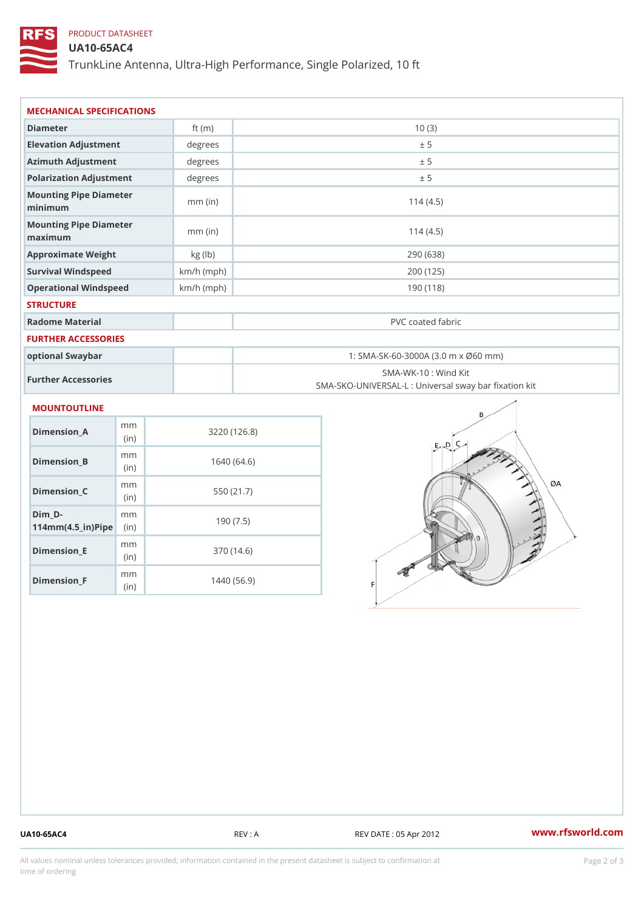PRODUCT DATASHEET

# UA10-65AC4

TrunkLine Antenna, Ultra-High Performance, Single Polarized, 10 ft

## MECHANICAL SPECIFICATIONS

| | | |
|---|---|---|
| Diameter | ft (m) | 10 (3) |
| Elevation Adjustment | degrees | ± 5 |
| Azimuth Adjustment | degrees | ± 5 |
| Polarization Adjustment | degrees | ± 5 |
| Mounting Pipe Diameter minimum | mm (in) | 114 (4.5) |
| Mounting Pipe Diameter maximum | mm (in) | 114 (4.5) |
| Approximate Weight | kg (lb) | 290 (638) |
| Survival Windspeed | km/h (mph) | 200 (125) |
| Operational Windspeed | km/h (mph) | 190 (118) |

## STRUCTURE

| | | |
|---|---|---|
| Radome Material | | PVC coated fabric |

## FURTHER ACCESSORIES

| | | |
|---|---|---|
| optional Swaybar | | 1: SMA-SK-60-3000A (3.0 m x Ø60 mm) |
| Further Accessories | | SMA-WK-10 : Wind Kit<br>SMA-SKO-UNIVERSAL-L : Universal sway bar fixation kit |

## MOUNTOUTLINE

| | | |
|---|---|---|
| Dimension_A | mm (in) | 3220 (126.8) |
| Dimension_B | mm (in) | 1640 (64.6) |
| Dimension_C | mm (in) | 550 (21.7) |
| Dim_D-114mm(4.5_in)Pipe | mm (in) | 190 (7.5) |
| Dimension_E | mm (in) | 370 (14.6) |
| Dimension_F | mm (in) | 1440 (56.9) |

UA10-65AC4 REV : A REV DATE : 05 Apr 2012 www.rfsworld.com

All values nominal unless tolerances provided; information contained in the present datasheet is subject to confirmation at time of ordering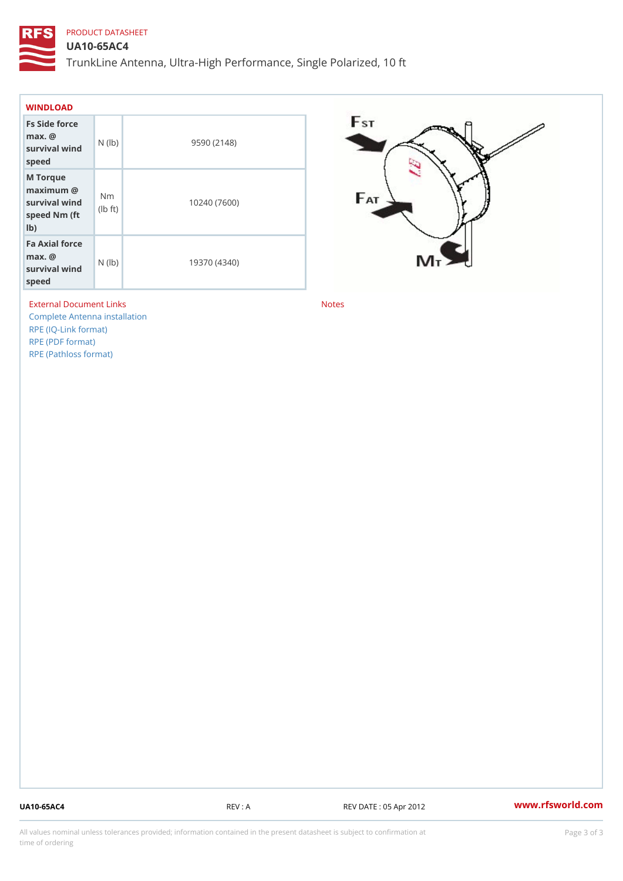PRODUCT DATASHEET

# UA10-65AC4

TrunkLine Antenna, Ultra-High Performance, Single Polarized, 10 ft

## WINDLOAD

| | | |
|---|---|---|
| Fs Side force max. @ survival wind speed | N (lb) | 9590 (2148) |
| M Torque maximum @ survival wind speed Nm (ft lb) | Nm (lb ft) | 10240 (7600) |
| Fa Axial force max. @ survival wind speed | N (lb) | 19370 (4340) |

FST

FAT

MT

External Document Links

Complete Antenna installation

RPE (IQ-Link format)

RPE (PDF format)

RPE (Pathloss format)

Notes

UA10-65AC4 REV : A REV DATE : 05 Apr 2012 www.rfsworld.com

All values nominal unless tolerances provided; information contained in the present datasheet is subject to confirmation at time of ordering